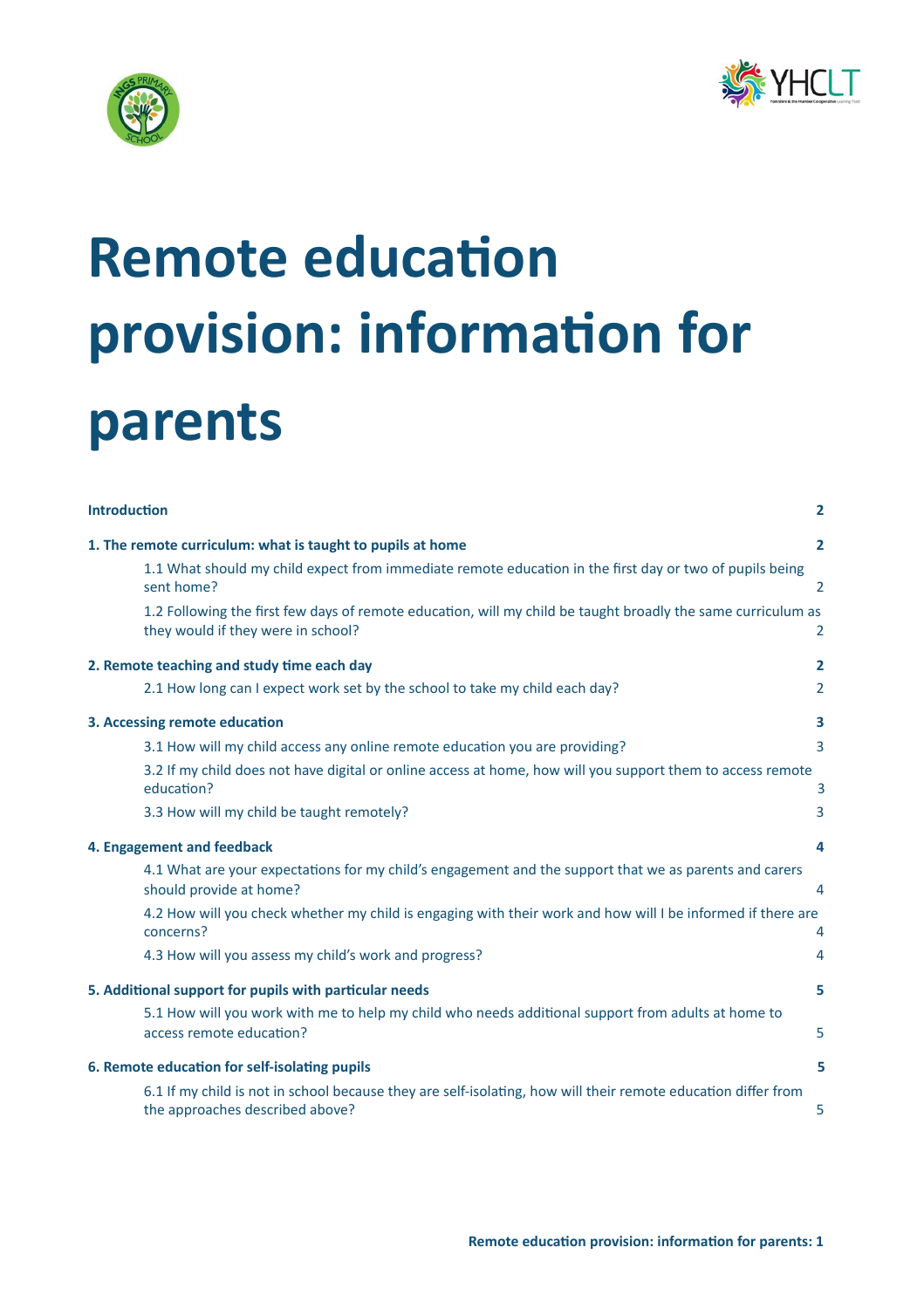# Remote education provision: information for parents

| | |
|---|---|
| **Introduction** | **2** |
| **1. The remote curriculum: what is taught to pupils at home** | **2** |
| 1.1 What should my child expect from immediate remote education in the first day or two of pupils being sent home? | 2 |
| 1.2 Following the first few days of remote education, will my child be taught broadly the same curriculum as they would if they were in school? | 2 |
| **2. Remote teaching and study time each day** | **2** |
| 2.1 How long can I expect work set by the school to take my child each day? | 2 |
| **3. Accessing remote education** | **3** |
| 3.1 How will my child access any online remote education you are providing? | 3 |
| 3.2 If my child does not have digital or online access at home, how will you support them to access remote education? | 3 |
| 3.3 How will my child be taught remotely? | 3 |
| **4. Engagement and feedback** | **4** |
| 4.1 What are your expectations for my child's engagement and the support that we as parents and carers should provide at home? | 4 |
| 4.2 How will you check whether my child is engaging with their work and how will I be informed if there are concerns? | 4 |
| 4.3 How will you assess my child's work and progress? | 4 |
| **5. Additional support for pupils with particular needs** | **5** |
| 5.1 How will you work with me to help my child who needs additional support from adults at home to access remote education? | 5 |
| **6. Remote education for self-isolating pupils** | **5** |
| 6.1 If my child is not in school because they are self-isolating, how will their remote education differ from the approaches described above? | 5 |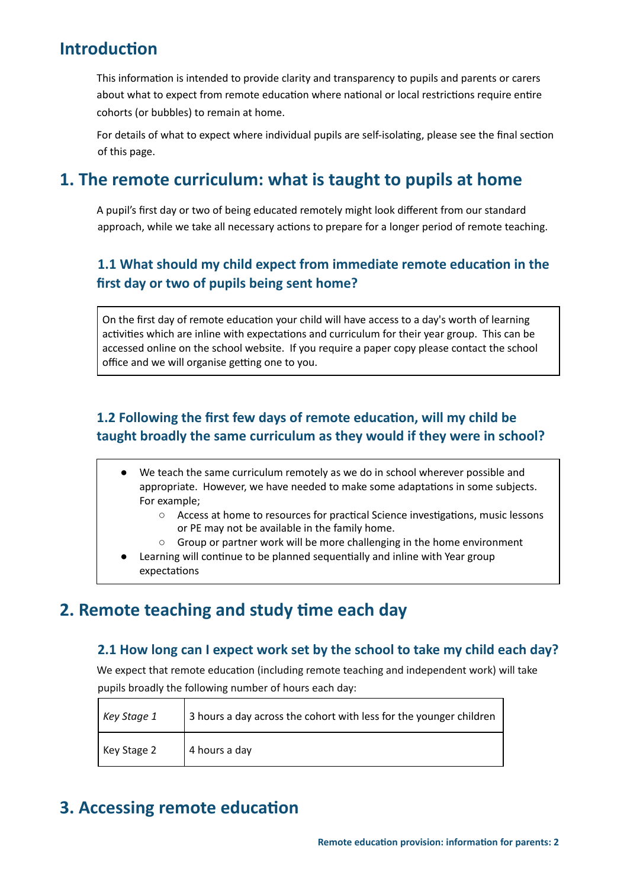## Introduction

This information is intended to provide clarity and transparency to pupils and parents or carers about what to expect from remote education where national or local restrictions require entire cohorts (or bubbles) to remain at home.

For details of what to expect where individual pupils are self-isolating, please see the final section of this page.

## 1. The remote curriculum: what is taught to pupils at home

A pupil's first day or two of being educated remotely might look different from our standard approach, while we take all necessary actions to prepare for a longer period of remote teaching.

### 1.1 What should my child expect from immediate remote education in the first day or two of pupils being sent home?

On the first day of remote education your child will have access to a day's worth of learning activities which are inline with expectations and curriculum for their year group. This can be accessed online on the school website. If you require a paper copy please contact the school office and we will organise getting one to you.

### 1.2 Following the first few days of remote education, will my child be taught broadly the same curriculum as they would if they were in school?

- We teach the same curriculum remotely as we do in school wherever possible and appropriate. However, we have needed to make some adaptations in some subjects. For example;
  - Access at home to resources for practical Science investigations, music lessons or PE may not be available in the family home.
  - Group or partner work will be more challenging in the home environment
- Learning will continue to be planned sequentially and inline with Year group expectations

## 2. Remote teaching and study time each day

### 2.1 How long can I expect work set by the school to take my child each day?

We expect that remote education (including remote teaching and independent work) will take pupils broadly the following number of hours each day:

| | |
|---|---|
| *Key Stage 1* | 3 hours a day across the cohort with less for the younger children |
| Key Stage 2 | 4 hours a day |

## 3. Accessing remote education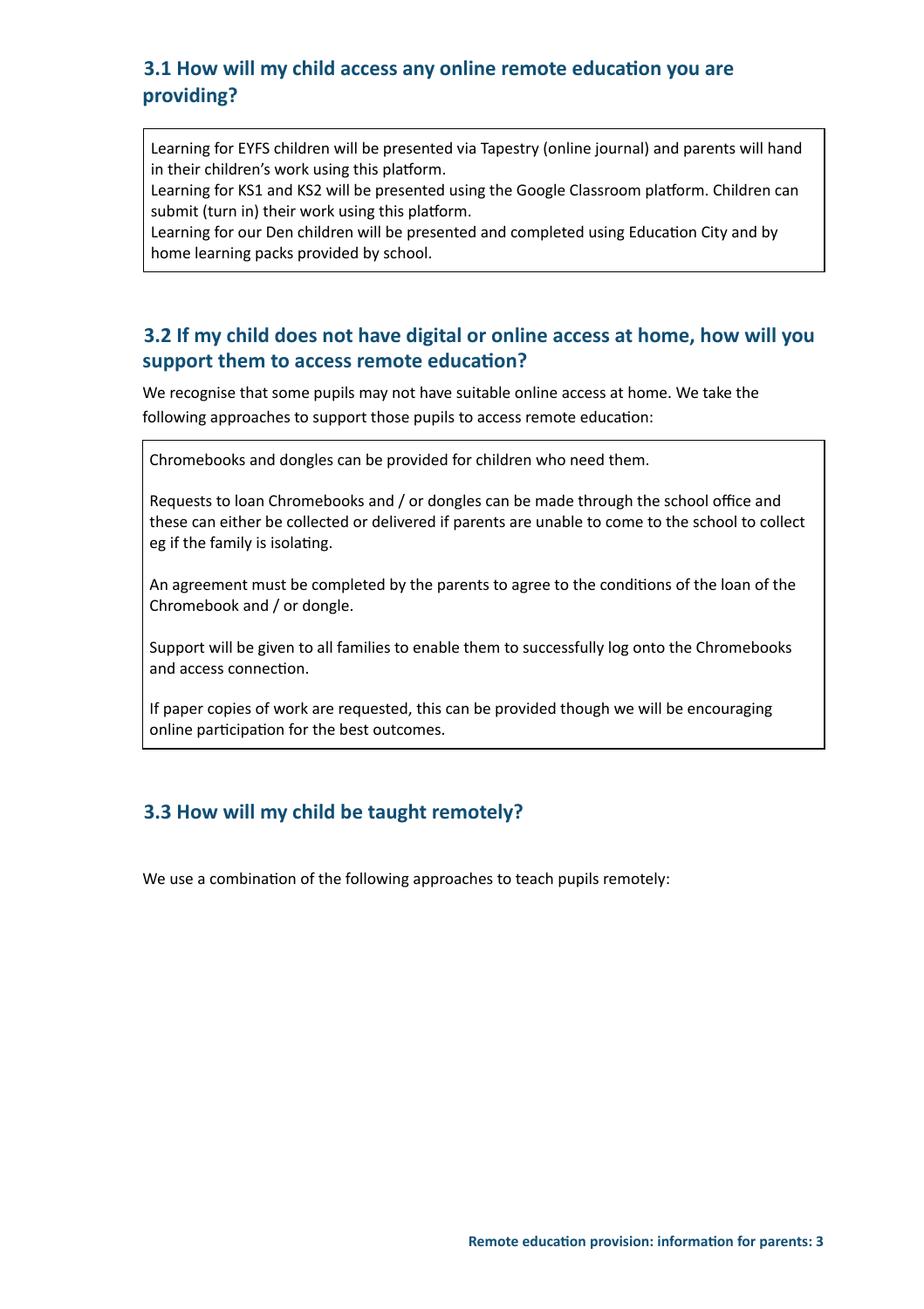### 3.1 How will my child access any online remote education you are providing?

Learning for EYFS children will be presented via Tapestry (online journal) and parents will hand in their children's work using this platform.
Learning for KS1 and KS2 will be presented using the Google Classroom platform. Children can submit (turn in) their work using this platform.
Learning for our Den children will be presented and completed using Education City and by home learning packs provided by school.

### 3.2 If my child does not have digital or online access at home, how will you support them to access remote education?

We recognise that some pupils may not have suitable online access at home. We take the following approaches to support those pupils to access remote education:

Chromebooks and dongles can be provided for children who need them.

Requests to loan Chromebooks and / or dongles can be made through the school office and these can either be collected or delivered if parents are unable to come to the school to collect eg if the family is isolating.

An agreement must be completed by the parents to agree to the conditions of the loan of the Chromebook and / or dongle.

Support will be given to all families to enable them to successfully log onto the Chromebooks and access connection.

If paper copies of work are requested, this can be provided though we will be encouraging online participation for the best outcomes.

### 3.3 How will my child be taught remotely?

We use a combination of the following approaches to teach pupils remotely: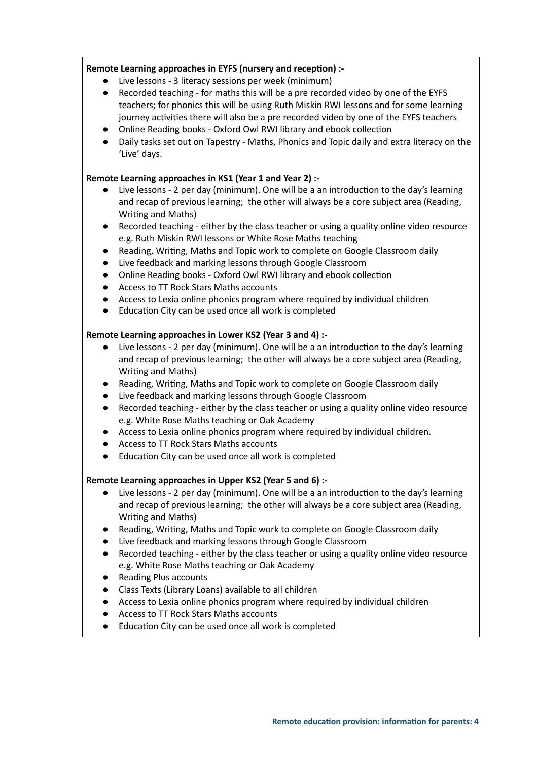**Remote Learning approaches in EYFS (nursery and reception) :-**

- Live lessons - 3 literacy sessions per week (minimum)
- Recorded teaching - for maths this will be a pre recorded video by one of the EYFS teachers; for phonics this will be using Ruth Miskin RWI lessons and for some learning journey activities there will also be a pre recorded video by one of the EYFS teachers
- Online Reading books - Oxford Owl RWI library and ebook collection
- Daily tasks set out on Tapestry - Maths, Phonics and Topic daily and extra literacy on the 'Live' days.

**Remote Learning approaches in KS1 (Year 1 and Year 2) :-**

- Live lessons - 2 per day (minimum). One will be a an introduction to the day's learning and recap of previous learning; the other will always be a core subject area (Reading, Writing and Maths)
- Recorded teaching - either by the class teacher or using a quality online video resource e.g. Ruth Miskin RWI lessons or White Rose Maths teaching
- Reading, Writing, Maths and Topic work to complete on Google Classroom daily
- Live feedback and marking lessons through Google Classroom
- Online Reading books - Oxford Owl RWI library and ebook collection
- Access to TT Rock Stars Maths accounts
- Access to Lexia online phonics program where required by individual children
- Education City can be used once all work is completed

**Remote Learning approaches in Lower KS2 (Year 3 and 4) :-**

- Live lessons - 2 per day (minimum). One will be a an introduction to the day's learning and recap of previous learning; the other will always be a core subject area (Reading, Writing and Maths)
- Reading, Writing, Maths and Topic work to complete on Google Classroom daily
- Live feedback and marking lessons through Google Classroom
- Recorded teaching - either by the class teacher or using a quality online video resource e.g. White Rose Maths teaching or Oak Academy
- Access to Lexia online phonics program where required by individual children.
- Access to TT Rock Stars Maths accounts
- Education City can be used once all work is completed

**Remote Learning approaches in Upper KS2 (Year 5 and 6) :-**

- Live lessons - 2 per day (minimum). One will be a an introduction to the day's learning and recap of previous learning; the other will always be a core subject area (Reading, Writing and Maths)
- Reading, Writing, Maths and Topic work to complete on Google Classroom daily
- Live feedback and marking lessons through Google Classroom
- Recorded teaching - either by the class teacher or using a quality online video resource e.g. White Rose Maths teaching or Oak Academy
- Reading Plus accounts
- Class Texts (Library Loans) available to all children
- Access to Lexia online phonics program where required by individual children
- Access to TT Rock Stars Maths accounts
- Education City can be used once all work is completed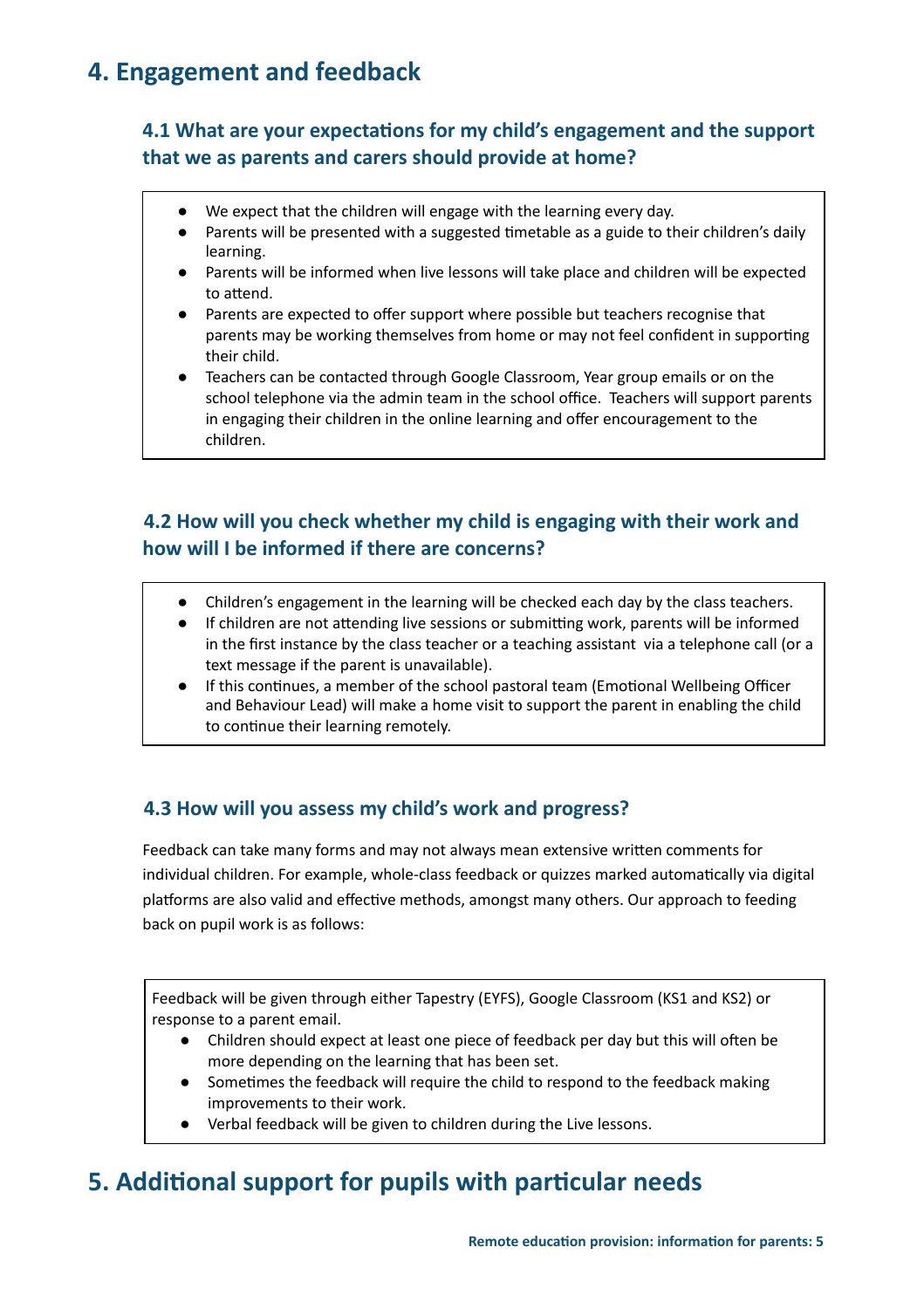## 4. Engagement and feedback

### 4.1 What are your expectations for my child's engagement and the support that we as parents and carers should provide at home?

- We expect that the children will engage with the learning every day.
- Parents will be presented with a suggested timetable as a guide to their children's daily learning.
- Parents will be informed when live lessons will take place and children will be expected to attend.
- Parents are expected to offer support where possible but teachers recognise that parents may be working themselves from home or may not feel confident in supporting their child.
- Teachers can be contacted through Google Classroom, Year group emails or on the school telephone via the admin team in the school office. Teachers will support parents in engaging their children in the online learning and offer encouragement to the children.

### 4.2 How will you check whether my child is engaging with their work and how will I be informed if there are concerns?

- Children's engagement in the learning will be checked each day by the class teachers.
- If children are not attending live sessions or submitting work, parents will be informed in the first instance by the class teacher or a teaching assistant via a telephone call (or a text message if the parent is unavailable).
- If this continues, a member of the school pastoral team (Emotional Wellbeing Officer and Behaviour Lead) will make a home visit to support the parent in enabling the child to continue their learning remotely.

### 4.3 How will you assess my child's work and progress?

Feedback can take many forms and may not always mean extensive written comments for individual children. For example, whole-class feedback or quizzes marked automatically via digital platforms are also valid and effective methods, amongst many others. Our approach to feeding back on pupil work is as follows:

Feedback will be given through either Tapestry (EYFS), Google Classroom (KS1 and KS2) or response to a parent email.

- Children should expect at least one piece of feedback per day but this will often be more depending on the learning that has been set.
- Sometimes the feedback will require the child to respond to the feedback making improvements to their work.
- Verbal feedback will be given to children during the Live lessons.

## 5. Additional support for pupils with particular needs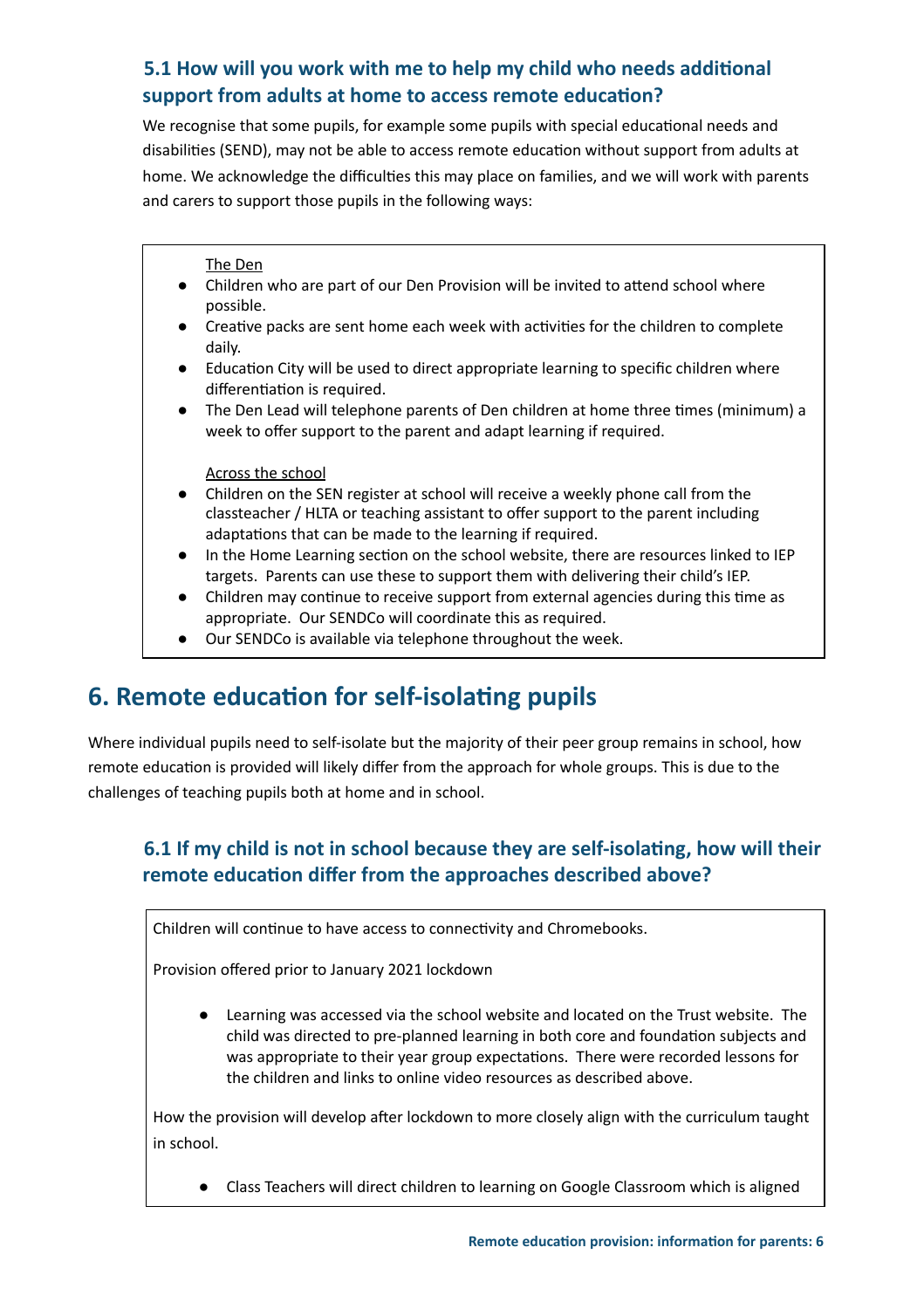### 5.1 How will you work with me to help my child who needs additional support from adults at home to access remote education?

We recognise that some pupils, for example some pupils with special educational needs and disabilities (SEND), may not be able to access remote education without support from adults at home. We acknowledge the difficulties this may place on families, and we will work with parents and carers to support those pupils in the following ways:

<u>The Den</u>

- Children who are part of our Den Provision will be invited to attend school where possible.
- Creative packs are sent home each week with activities for the children to complete daily.
- Education City will be used to direct appropriate learning to specific children where differentiation is required.
- The Den Lead will telephone parents of Den children at home three times (minimum) a week to offer support to the parent and adapt learning if required.

<u>Across the school</u>

- Children on the SEN register at school will receive a weekly phone call from the classteacher / HLTA or teaching assistant to offer support to the parent including adaptations that can be made to the learning if required.
- In the Home Learning section on the school website, there are resources linked to IEP targets. Parents can use these to support them with delivering their child's IEP.
- Children may continue to receive support from external agencies during this time as appropriate. Our SENDCo will coordinate this as required.
- Our SENDCo is available via telephone throughout the week.

## 6. Remote education for self-isolating pupils

Where individual pupils need to self-isolate but the majority of their peer group remains in school, how remote education is provided will likely differ from the approach for whole groups. This is due to the challenges of teaching pupils both at home and in school.

### 6.1 If my child is not in school because they are self-isolating, how will their remote education differ from the approaches described above?

Children will continue to have access to connectivity and Chromebooks.

Provision offered prior to January 2021 lockdown

- Learning was accessed via the school website and located on the Trust website. The child was directed to pre-planned learning in both core and foundation subjects and was appropriate to their year group expectations. There were recorded lessons for the children and links to online video resources as described above.

How the provision will develop after lockdown to more closely align with the curriculum taught in school.

- Class Teachers will direct children to learning on Google Classroom which is aligned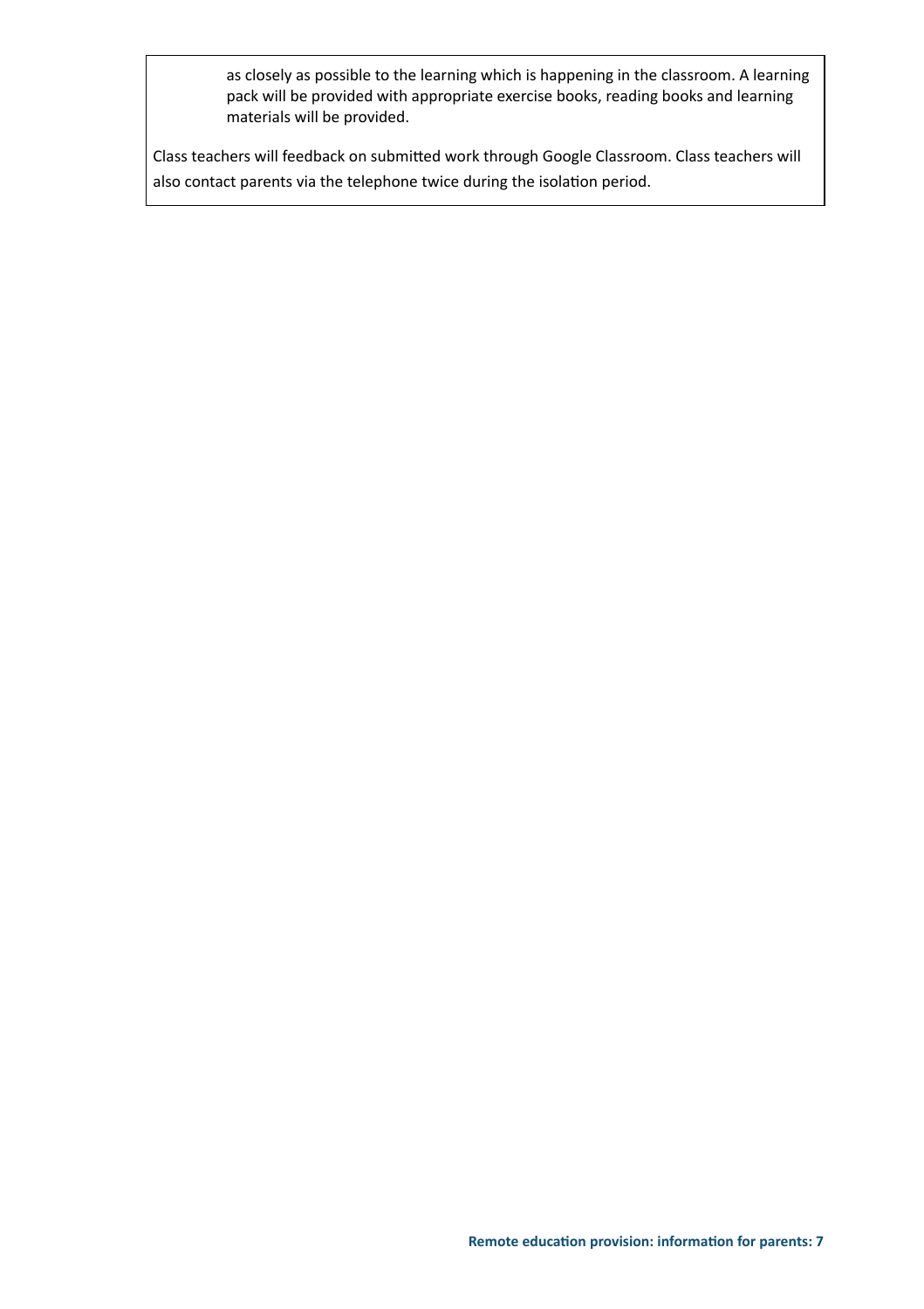as closely as possible to the learning which is happening in the classroom. A learning pack will be provided with appropriate exercise books, reading books and learning materials will be provided.

Class teachers will feedback on submitted work through Google Classroom. Class teachers will also contact parents via the telephone twice during the isolation period.